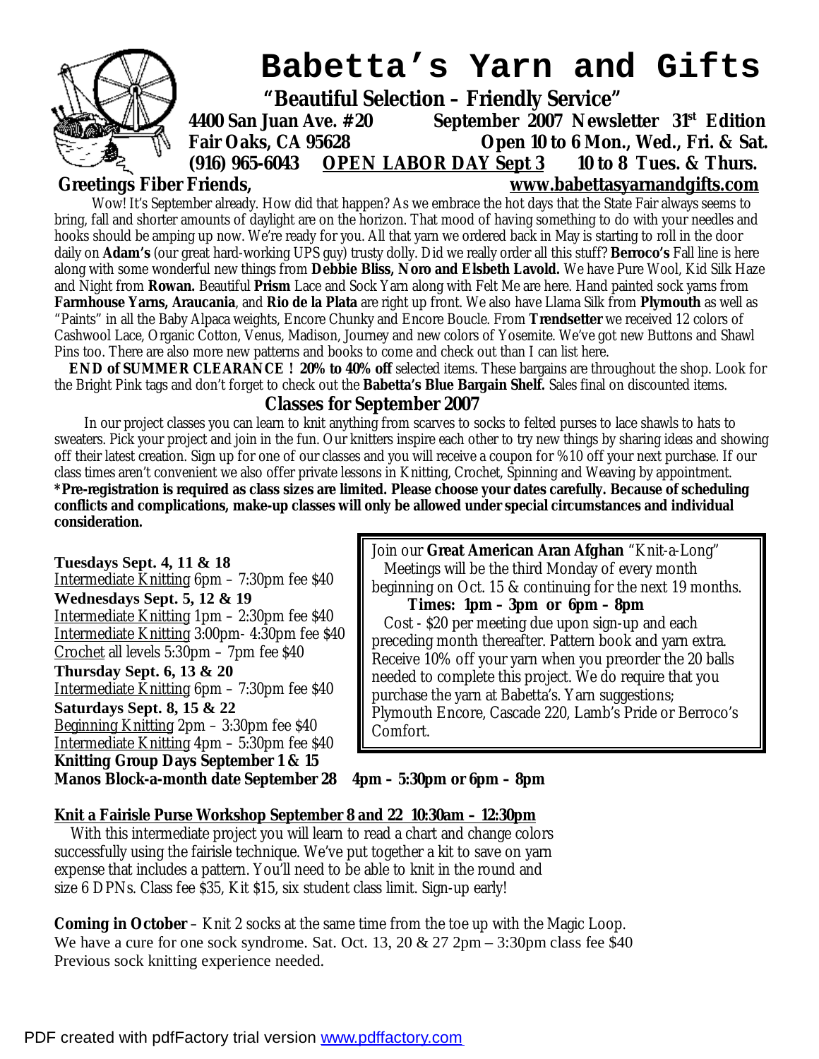# Babetta's Yarn and Gifts

**"Beautiful Selection – Friendly Service"**

**4400 San Juan Ave. #20** **September 2007 Newsletter 31st Edition**
**Fair Oaks, CA 95628** **Open 10 to 6 Mon., Wed., Fri. & Sat.**
**(916) 965-6043** **OPEN LABOR DAY Sept 3** **10 to 8 Tues. & Thurs.**
**www.babettasyarnandgifts.com**

**Greetings Fiber Friends,**

Wow! It's September already. How did that happen? As we embrace the hot days that the State Fair always seems to bring, fall and shorter amounts of daylight are on the horizon. That mood of having something to do with your needles and hooks should be amping up now. We're ready for you. All that yarn we ordered back in May is starting to roll in the door daily on **Adam's** (our great hard-working UPS guy) trusty dolly. Did we really order all this stuff? **Berroco's** Fall line is here along with some wonderful new things from **Debbie Bliss, Noro and Elsbeth Lavold.** We have Pure Wool, Kid Silk Haze and Night from **Rowan.** Beautiful **Prism** Lace and Sock Yarn along with Felt Me are here. Hand painted sock yarns from **Farmhouse Yarns, Araucania**, and **Rio de la Plata** are right up front. We also have Llama Silk from **Plymouth** as well as "Paints" in all the Baby Alpaca weights, Encore Chunky and Encore Boucle. From **Trendsetter** we received 12 colors of Cashwool Lace, Organic Cotton, Venus, Madison, Journey and new colors of Yosemite. We've got new Buttons and Shawl Pins too. There are also more new patterns and books to come and check out than I can list here.

**END of SUMMER CLEARANCE ! 20% to 40% off** selected items. These bargains are throughout the shop. Look for the Bright Pink tags and don't forget to check out the **Babetta's Blue Bargain Shelf.** Sales final on discounted items.

## Classes for September 2007

In our project classes you can learn to knit anything from scarves to socks to felted purses to lace shawls to hats to sweaters. Pick your project and join in the fun. Our knitters inspire each other to try new things by sharing ideas and showing off their latest creation. Sign up for one of our classes and you will receive a coupon for %10 off your next purchase. If our class times aren't convenient we also offer private lessons in Knitting, Crochet, Spinning and Weaving by appointment.
**\*Pre-registration is required as class sizes are limited. Please choose your dates carefully. Because of scheduling conflicts and complications, make-up classes will only be allowed under special circumstances and individual consideration.**

**Tuesdays Sept. 4, 11 & 18**
Intermediate Knitting 6pm – 7:30pm fee $40

**Wednesdays Sept. 5, 12 & 19**
Intermediate Knitting 1pm – 2:30pm fee $40
Intermediate Knitting 3:00pm- 4:30pm fee $40
Crochet all levels 5:30pm – 7pm fee $40

**Thursday Sept. 6, 13 & 20**
Intermediate Knitting 6pm – 7:30pm fee $40

**Saturdays Sept. 8, 15 & 22**
Beginning Knitting 2pm – 3:30pm fee $40
Intermediate Knitting 4pm – 5:30pm fee $40

**Knitting Group Days September 1 & 15**
**Manos Block-a-month date September 28 4pm – 5:30pm or 6pm – 8pm**

Join our **Great American Aran Afghan** "Knit-a-Long"
Meetings will be the third Monday of every month beginning on Oct. 15 & continuing for the next 19 months.
**Times: 1pm – 3pm or 6pm – 8pm**
Cost - $20 per meeting due upon sign-up and each preceding month thereafter. Pattern book and yarn extra. Receive 10% off your yarn when you preorder the 20 balls needed to complete this project. We do require that you purchase the yarn at Babetta's. Yarn suggestions; Plymouth Encore, Cascade 220, Lamb's Pride or Berroco's Comfort.

**Knit a Fairisle Purse Workshop September 8 and 22 10:30am – 12:30pm**

With this intermediate project you will learn to read a chart and change colors successfully using the fairisle technique. We've put together a kit to save on yarn expense that includes a pattern. You'll need to be able to knit in the round and size 6 DPNs. Class fee $35, Kit $15, six student class limit. Sign-up early!

**Coming in October** – Knit 2 socks at the same time from the toe up with the Magic Loop. We have a cure for one sock syndrome. Sat. Oct. 13, 20 & 27 2pm – 3:30pm class fee $40 Previous sock knitting experience needed.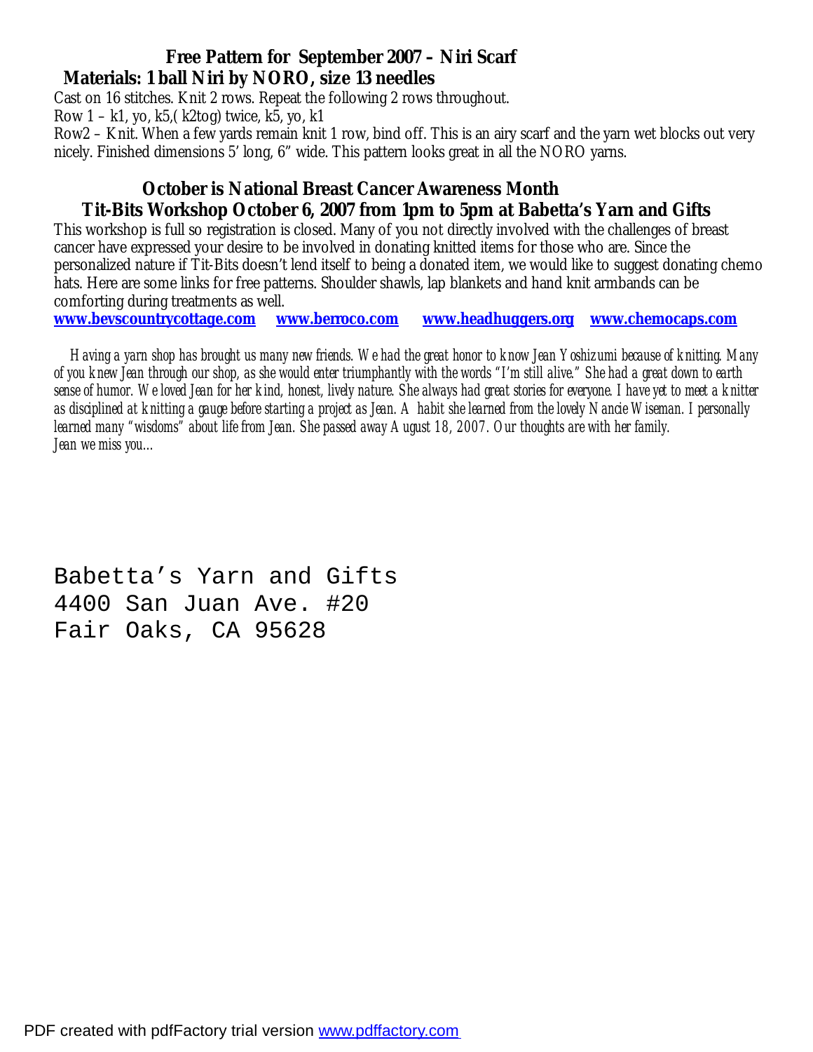## Free Pattern for September 2007 – Niri Scarf

### Materials: 1 ball Niri by NORO, size 13 needles

Cast on 16 stitches. Knit 2 rows. Repeat the following 2 rows throughout.

Row 1 – k1, yo, k5,( k2tog) twice, k5, yo, k1

Row2 – Knit. When a few yards remain knit 1 row, bind off. This is an airy scarf and the yarn wet blocks out very nicely. Finished dimensions 5' long, 6" wide. This pattern looks great in all the NORO yarns.

## October is National Breast Cancer Awareness Month

### Tit-Bits Workshop October 6, 2007 from 1pm to 5pm at Babetta's Yarn and Gifts

This workshop is full so registration is closed. Many of you not directly involved with the challenges of breast cancer have expressed your desire to be involved in donating knitted items for those who are. Since the personalized nature if Tit-Bits doesn't lend itself to being a donated item, we would like to suggest donating chemo hats. Here are some links for free patterns. Shoulder shawls, lap blankets and hand knit armbands can be comforting during treatments as well.

**www.bevscountrycottage.com** **www.berroco.com** **www.headhuggers.org** **www.chemocaps.com**

*Having a yarn shop has brought us many new friends. We had the great honor to know Jean Yoshizumi because of knitting. Many of you knew Jean through our shop, as she would enter triumphantly with the words "I'm still alive." She had a great down to earth sense of humor. We loved Jean for her kind, honest, lively nature. She always had great stories for everyone. I have yet to meet a knitter as disciplined at knitting a gauge before starting a project as Jean. A habit she learned from the lovely Nancie Wiseman. I personally learned many "wisdoms" about life from Jean. She passed away August 18, 2007. Our thoughts are with her family.*
*Jean we miss you…*

Babetta's Yarn and Gifts
4400 San Juan Ave. #20
Fair Oaks, CA 95628

PDF created with pdfFactory trial version www.pdffactory.com